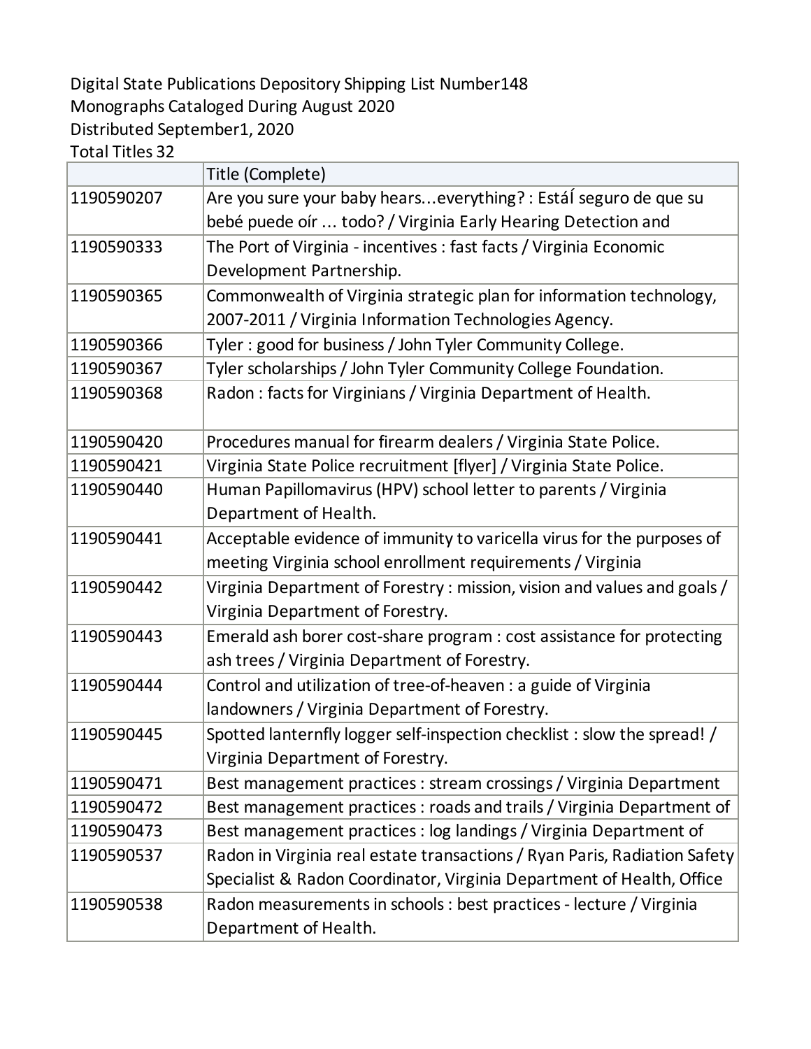Digital State Publications Depository Shipping List Number148
Monographs Cataloged During August 2020
Distributed September1, 2020
Total Titles 32

| | Title (Complete) |
|---|---|
| 1190590207 | Are you sure your baby hears...everything? : EstáÍ seguro de que su bebé puede oír ... todo? / Virginia Early Hearing Detection and |
| 1190590333 | The Port of Virginia - incentives : fast facts / Virginia Economic Development Partnership. |
| 1190590365 | Commonwealth of Virginia strategic plan for information technology, 2007-2011 / Virginia Information Technologies Agency. |
| 1190590366 | Tyler : good for business / John Tyler Community College. |
| 1190590367 | Tyler scholarships / John Tyler Community College Foundation. |
| 1190590368 | Radon : facts for Virginians / Virginia Department of Health. |
| 1190590420 | Procedures manual for firearm dealers / Virginia State Police. |
| 1190590421 | Virginia State Police recruitment [flyer] / Virginia State Police. |
| 1190590440 | Human Papillomavirus (HPV) school letter to parents / Virginia Department of Health. |
| 1190590441 | Acceptable evidence of immunity to varicella virus for the purposes of meeting Virginia school enrollment requirements / Virginia |
| 1190590442 | Virginia Department of Forestry : mission, vision and values and goals / Virginia Department of Forestry. |
| 1190590443 | Emerald ash borer cost-share program : cost assistance for protecting ash trees / Virginia Department of Forestry. |
| 1190590444 | Control and utilization of tree-of-heaven : a guide of Virginia landowners / Virginia Department of Forestry. |
| 1190590445 | Spotted lanternfly logger self-inspection checklist : slow the spread! / Virginia Department of Forestry. |
| 1190590471 | Best management practices : stream crossings / Virginia Department |
| 1190590472 | Best management practices : roads and trails / Virginia Department of |
| 1190590473 | Best management practices : log landings / Virginia Department of |
| 1190590537 | Radon in Virginia real estate transactions / Ryan Paris, Radiation Safety Specialist & Radon Coordinator, Virginia Department of Health, Office |
| 1190590538 | Radon measurements in schools : best practices - lecture / Virginia Department of Health. |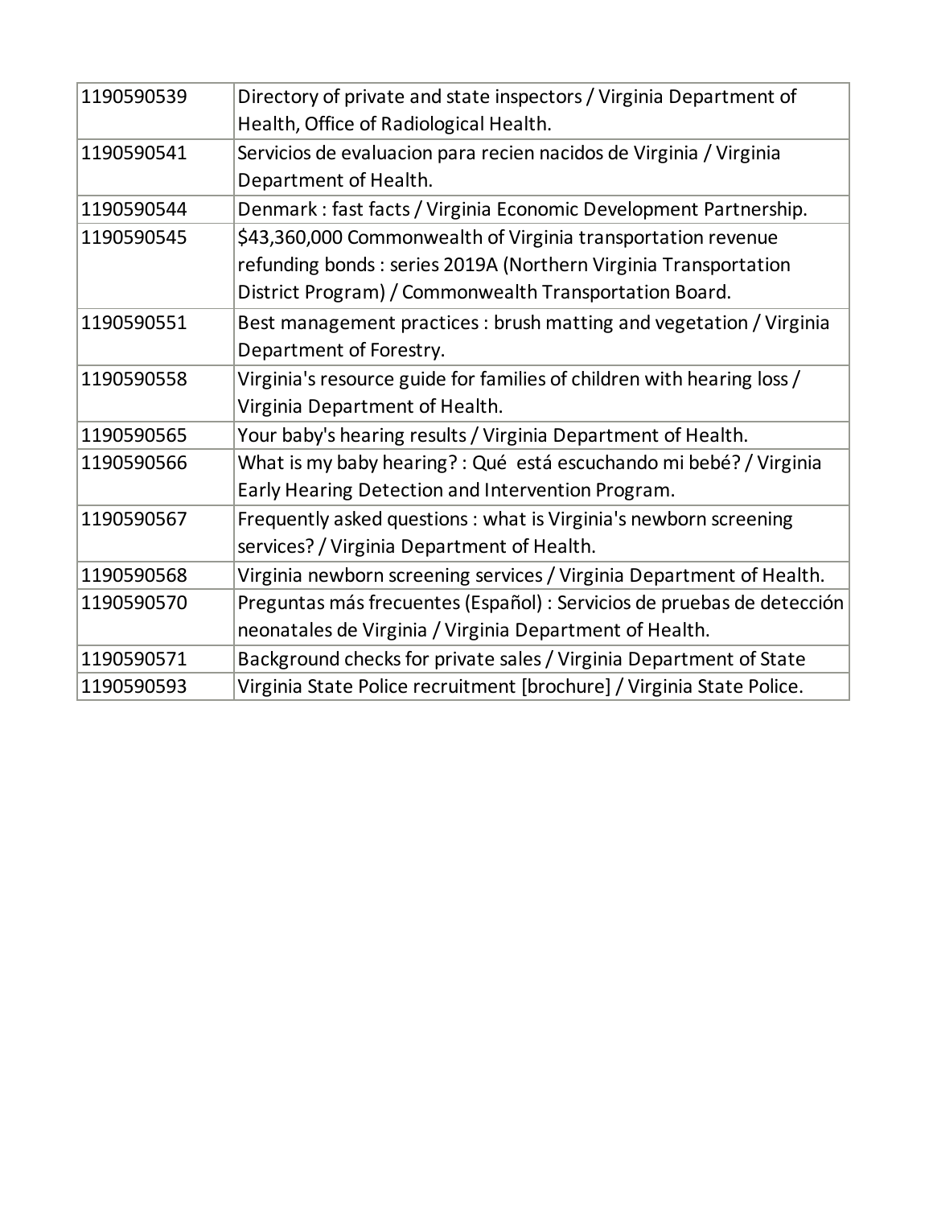| | |
|---|---|
| 1190590539 | Directory of private and state inspectors / Virginia Department of Health, Office of Radiological Health. |
| 1190590541 | Servicios de evaluacion para recien nacidos de Virginia / Virginia Department of Health. |
| 1190590544 | Denmark : fast facts / Virginia Economic Development Partnership. |
| 1190590545 | $43,360,000 Commonwealth of Virginia transportation revenue refunding bonds : series 2019A (Northern Virginia Transportation District Program) / Commonwealth Transportation Board. |
| 1190590551 | Best management practices : brush matting and vegetation / Virginia Department of Forestry. |
| 1190590558 | Virginia's resource guide for families of children with hearing loss / Virginia Department of Health. |
| 1190590565 | Your baby's hearing results / Virginia Department of Health. |
| 1190590566 | What is my baby hearing? : Qué está escuchando mi bebé? / Virginia Early Hearing Detection and Intervention Program. |
| 1190590567 | Frequently asked questions : what is Virginia's newborn screening services? / Virginia Department of Health. |
| 1190590568 | Virginia newborn screening services / Virginia Department of Health. |
| 1190590570 | Preguntas más frecuentes (Español) : Servicios de pruebas de detección neonatales de Virginia / Virginia Department of Health. |
| 1190590571 | Background checks for private sales / Virginia Department of State |
| 1190590593 | Virginia State Police recruitment [brochure] / Virginia State Police. |